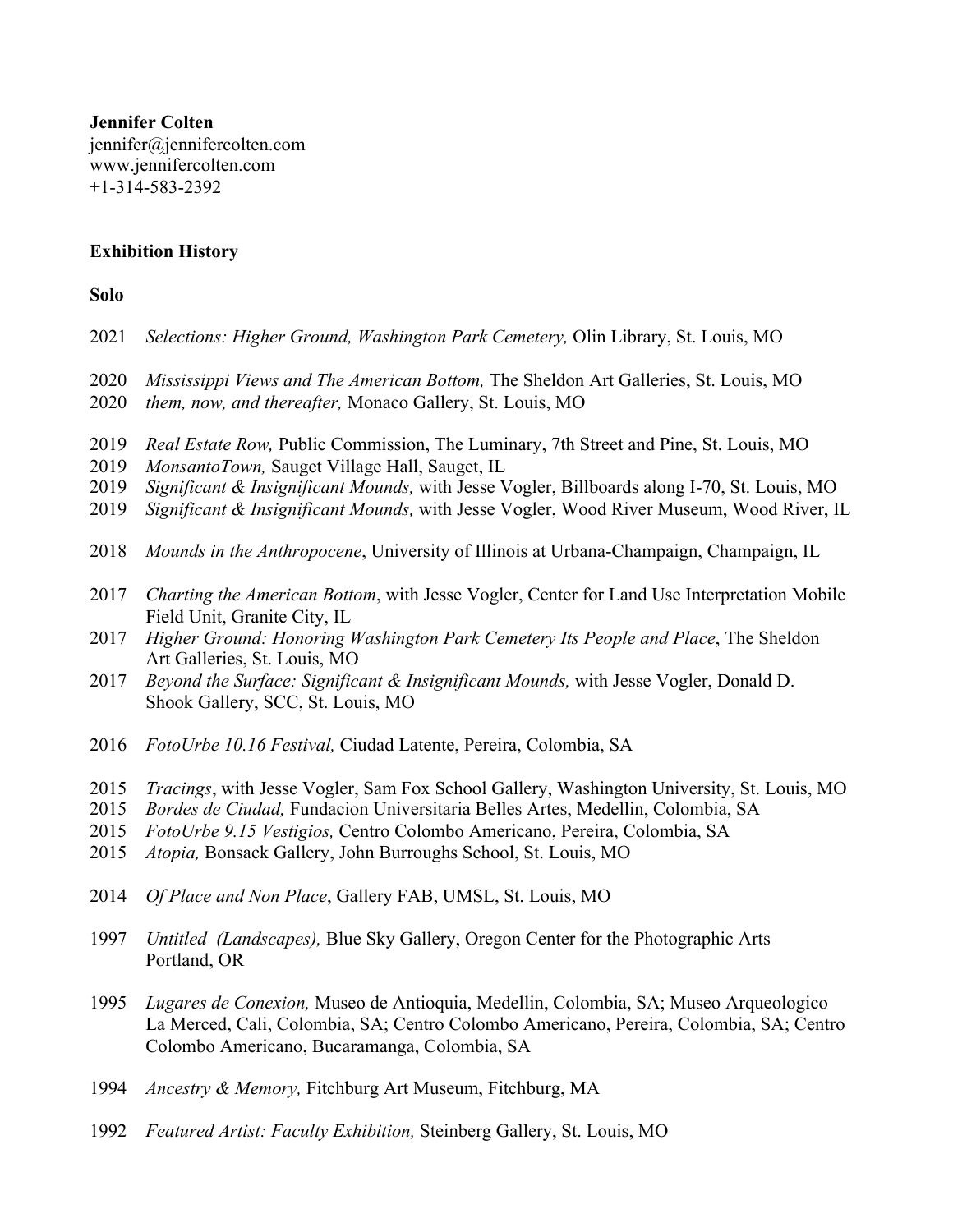**Jennifer Colten**
jennifer@jennifercolten.com
www.jennifercolten.com
+1-314-583-2392

**Exhibition History**

**Solo**

2021 *Selections: Higher Ground, Washington Park Cemetery,* Olin Library, St. Louis, MO

2020 *Mississippi Views and The American Bottom,* The Sheldon Art Galleries, St. Louis, MO
2020 *them, now, and thereafter,* Monaco Gallery, St. Louis, MO

2019 *Real Estate Row,* Public Commission, The Luminary, 7th Street and Pine, St. Louis, MO
2019 *MonsantoTown,* Sauget Village Hall, Sauget, IL
2019 *Significant & Insignificant Mounds,* with Jesse Vogler, Billboards along I-70, St. Louis, MO
2019 *Significant & Insignificant Mounds,* with Jesse Vogler, Wood River Museum, Wood River, IL

2018 *Mounds in the Anthropocene*, University of Illinois at Urbana-Champaign, Champaign, IL

2017 *Charting the American Bottom*, with Jesse Vogler, Center for Land Use Interpretation Mobile Field Unit, Granite City, IL
2017 *Higher Ground: Honoring Washington Park Cemetery Its People and Place*, The Sheldon Art Galleries, St. Louis, MO
2017 *Beyond the Surface: Significant & Insignificant Mounds,* with Jesse Vogler, Donald D. Shook Gallery, SCC, St. Louis, MO

2016 *FotoUrbe 10.16 Festival,* Ciudad Latente, Pereira, Colombia, SA

2015 *Tracings*, with Jesse Vogler, Sam Fox School Gallery, Washington University, St. Louis, MO
2015 *Bordes de Ciudad,* Fundacion Universitaria Belles Artes, Medellin, Colombia, SA
2015 *FotoUrbe 9.15 Vestigios,* Centro Colombo Americano, Pereira, Colombia, SA
2015 *Atopia,* Bonsack Gallery, John Burroughs School, St. Louis, MO

2014 *Of Place and Non Place*, Gallery FAB, UMSL, St. Louis, MO

1997 *Untitled (Landscapes),* Blue Sky Gallery, Oregon Center for the Photographic Arts Portland, OR

1995 *Lugares de Conexion,* Museo de Antioquia, Medellin, Colombia, SA; Museo Arqueologico La Merced, Cali, Colombia, SA; Centro Colombo Americano, Pereira, Colombia, SA; Centro Colombo Americano, Bucaramanga, Colombia, SA

1994 *Ancestry & Memory,* Fitchburg Art Museum, Fitchburg, MA

1992 *Featured Artist: Faculty Exhibition,* Steinberg Gallery, St. Louis, MO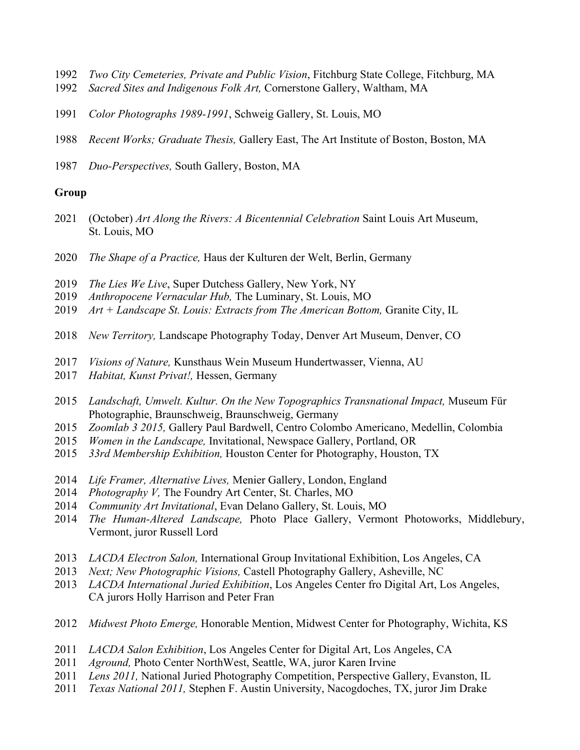1992 *Two City Cemeteries, Private and Public Vision*, Fitchburg State College, Fitchburg, MA
1992 *Sacred Sites and Indigenous Folk Art,* Cornerstone Gallery, Waltham, MA

1991 *Color Photographs 1989-1991*, Schweig Gallery, St. Louis, MO

1988 *Recent Works; Graduate Thesis,* Gallery East, The Art Institute of Boston, Boston, MA

1987 *Duo-Perspectives,* South Gallery, Boston, MA

**Group**

2021 (October) *Art Along the Rivers: A Bicentennial Celebration* Saint Louis Art Museum, St. Louis, MO

2020 *The Shape of a Practice,* Haus der Kulturen der Welt, Berlin, Germany

2019 *The Lies We Live*, Super Dutchess Gallery, New York, NY
2019 *Anthropocene Vernacular Hub,* The Luminary, St. Louis, MO
2019 *Art + Landscape St. Louis: Extracts from The American Bottom,* Granite City, IL

2018 *New Territory,* Landscape Photography Today, Denver Art Museum, Denver, CO

2017 *Visions of Nature,* Kunsthaus Wein Museum Hundertwasser, Vienna, AU
2017 *Habitat, Kunst Privat!,* Hessen, Germany

2015 *Landschaft, Umwelt. Kultur. On the New Topographics Transnational Impact,* Museum Für Photographie, Braunschweig, Braunschweig, Germany
2015 *Zoomlab 3 2015,* Gallery Paul Bardwell, Centro Colombo Americano, Medellin, Colombia
2015 *Women in the Landscape,* Invitational, Newspace Gallery, Portland, OR
2015 *33rd Membership Exhibition,* Houston Center for Photography, Houston, TX

2014 *Life Framer, Alternative Lives,* Menier Gallery, London, England
2014 *Photography V,* The Foundry Art Center, St. Charles, MO
2014 *Community Art Invitational*, Evan Delano Gallery, St. Louis, MO
2014 *The Human-Altered Landscape,* Photo Place Gallery, Vermont Photoworks, Middlebury, Vermont, juror Russell Lord

2013 *LACDA Electron Salon,* International Group Invitational Exhibition, Los Angeles, CA
2013 *Next; New Photographic Visions,* Castell Photography Gallery, Asheville, NC
2013 *LACDA International Juried Exhibition*, Los Angeles Center fro Digital Art, Los Angeles, CA jurors Holly Harrison and Peter Fran

2012 *Midwest Photo Emerge,* Honorable Mention, Midwest Center for Photography, Wichita, KS

2011 *LACDA Salon Exhibition*, Los Angeles Center for Digital Art, Los Angeles, CA
2011 *Aground,* Photo Center NorthWest, Seattle, WA, juror Karen Irvine
2011 *Lens 2011,* National Juried Photography Competition, Perspective Gallery, Evanston, IL
2011 *Texas National 2011,* Stephen F. Austin University, Nacogdoches, TX, juror Jim Drake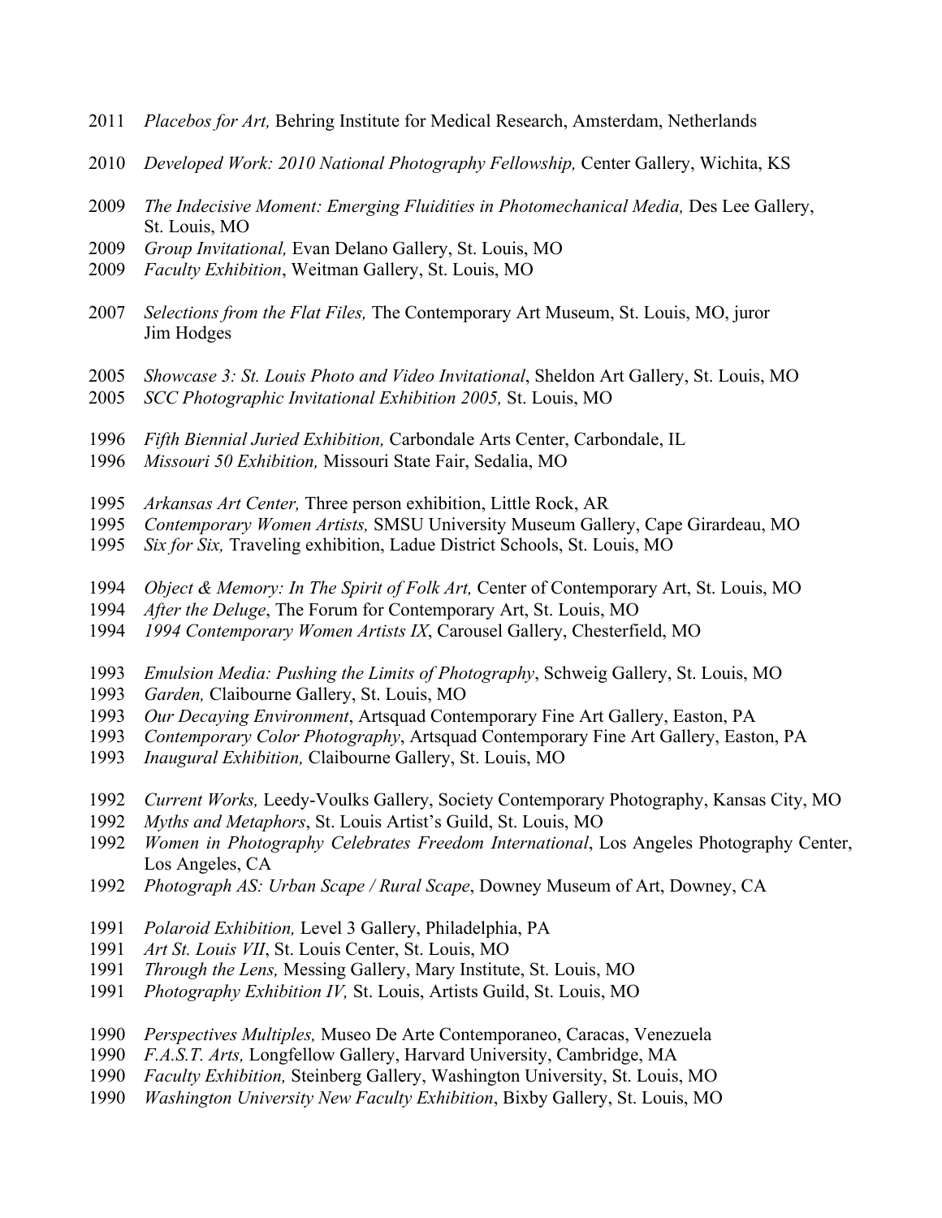2011 *Placebos for Art,* Behring Institute for Medical Research, Amsterdam, Netherlands

2010 *Developed Work: 2010 National Photography Fellowship,* Center Gallery, Wichita, KS

2009 *The Indecisive Moment: Emerging Fluidities in Photomechanical Media,* Des Lee Gallery, St. Louis, MO
2009 *Group Invitational,* Evan Delano Gallery, St. Louis, MO
2009 *Faculty Exhibition*, Weitman Gallery, St. Louis, MO

2007 *Selections from the Flat Files,* The Contemporary Art Museum, St. Louis, MO, juror Jim Hodges

2005 *Showcase 3: St. Louis Photo and Video Invitational*, Sheldon Art Gallery, St. Louis, MO
2005 *SCC Photographic Invitational Exhibition 2005,* St. Louis, MO

1996 *Fifth Biennial Juried Exhibition,* Carbondale Arts Center, Carbondale, IL
1996 *Missouri 50 Exhibition,* Missouri State Fair, Sedalia, MO

1995 *Arkansas Art Center,* Three person exhibition, Little Rock, AR
1995 *Contemporary Women Artists,* SMSU University Museum Gallery, Cape Girardeau, MO
1995 *Six for Six,* Traveling exhibition, Ladue District Schools, St. Louis, MO

1994 *Object & Memory: In The Spirit of Folk Art,* Center of Contemporary Art, St. Louis, MO
1994 *After the Deluge*, The Forum for Contemporary Art, St. Louis, MO
1994 *1994 Contemporary Women Artists IX*, Carousel Gallery, Chesterfield, MO

1993 *Emulsion Media: Pushing the Limits of Photography*, Schweig Gallery, St. Louis, MO
1993 *Garden,* Claibourne Gallery, St. Louis, MO
1993 *Our Decaying Environment*, Artsquad Contemporary Fine Art Gallery, Easton, PA
1993 *Contemporary Color Photography*, Artsquad Contemporary Fine Art Gallery, Easton, PA
1993 *Inaugural Exhibition,* Claibourne Gallery, St. Louis, MO

1992 *Current Works,* Leedy-Voulks Gallery, Society Contemporary Photography, Kansas City, MO
1992 *Myths and Metaphors*, St. Louis Artist's Guild, St. Louis, MO
1992 *Women in Photography Celebrates Freedom International*, Los Angeles Photography Center, Los Angeles, CA
1992 *Photograph AS: Urban Scape / Rural Scape*, Downey Museum of Art, Downey, CA

1991 *Polaroid Exhibition,* Level 3 Gallery, Philadelphia, PA
1991 *Art St. Louis VII*, St. Louis Center, St. Louis, MO
1991 *Through the Lens,* Messing Gallery, Mary Institute, St. Louis, MO
1991 *Photography Exhibition IV,* St. Louis, Artists Guild, St. Louis, MO

1990 *Perspectives Multiples,* Museo De Arte Contemporaneo, Caracas, Venezuela
1990 *F.A.S.T. Arts,* Longfellow Gallery, Harvard University, Cambridge, MA
1990 *Faculty Exhibition,* Steinberg Gallery, Washington University, St. Louis, MO
1990 *Washington University New Faculty Exhibition*, Bixby Gallery, St. Louis, MO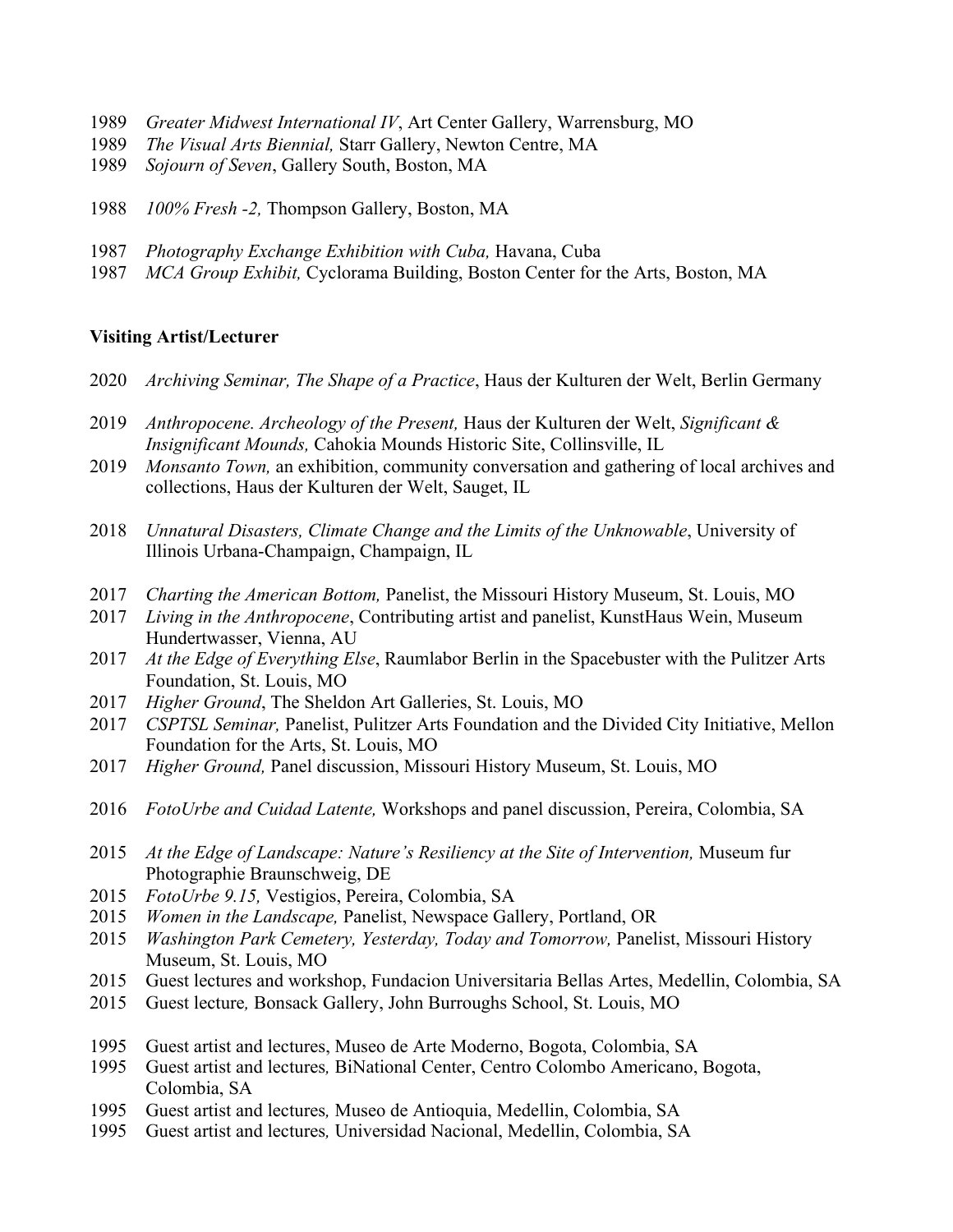1989 *Greater Midwest International IV*, Art Center Gallery, Warrensburg, MO
1989 *The Visual Arts Biennial,* Starr Gallery, Newton Centre, MA
1989 *Sojourn of Seven*, Gallery South, Boston, MA

1988 *100% Fresh -2,* Thompson Gallery, Boston, MA

1987 *Photography Exchange Exhibition with Cuba,* Havana, Cuba
1987 *MCA Group Exhibit,* Cyclorama Building, Boston Center for the Arts, Boston, MA

**Visiting Artist/Lecturer**

2020 *Archiving Seminar, The Shape of a Practice*, Haus der Kulturen der Welt, Berlin Germany

2019 *Anthropocene. Archeology of the Present,* Haus der Kulturen der Welt, *Significant & Insignificant Mounds,* Cahokia Mounds Historic Site, Collinsville, IL
2019 *Monsanto Town,* an exhibition, community conversation and gathering of local archives and collections, Haus der Kulturen der Welt, Sauget, IL

2018 *Unnatural Disasters, Climate Change and the Limits of the Unknowable*, University of Illinois Urbana-Champaign, Champaign, IL

2017 *Charting the American Bottom,* Panelist, the Missouri History Museum, St. Louis, MO
2017 *Living in the Anthropocene*, Contributing artist and panelist, KunstHaus Wein, Museum Hundertwasser, Vienna, AU
2017 *At the Edge of Everything Else*, Raumlabor Berlin in the Spacebuster with the Pulitzer Arts Foundation, St. Louis, MO
2017 *Higher Ground*, The Sheldon Art Galleries, St. Louis, MO
2017 *CSPTSL Seminar,* Panelist, Pulitzer Arts Foundation and the Divided City Initiative, Mellon Foundation for the Arts, St. Louis, MO
2017 *Higher Ground,* Panel discussion, Missouri History Museum, St. Louis, MO

2016 *FotoUrbe and Cuidad Latente,* Workshops and panel discussion, Pereira, Colombia, SA

2015 *At the Edge of Landscape: Nature's Resiliency at the Site of Intervention,* Museum fur Photographie Braunschweig, DE
2015 *FotoUrbe 9.15,* Vestigios, Pereira, Colombia, SA
2015 *Women in the Landscape,* Panelist, Newspace Gallery, Portland, OR
2015 *Washington Park Cemetery, Yesterday, Today and Tomorrow,* Panelist, Missouri History Museum, St. Louis, MO
2015 Guest lectures and workshop, Fundacion Universitaria Bellas Artes, Medellin, Colombia, SA
2015 Guest lecture*,* Bonsack Gallery, John Burroughs School, St. Louis, MO

1995 Guest artist and lectures, Museo de Arte Moderno, Bogota, Colombia, SA
1995 Guest artist and lectures*,* BiNational Center, Centro Colombo Americano, Bogota, Colombia, SA
1995 Guest artist and lectures*,* Museo de Antioquia, Medellin, Colombia, SA
1995 Guest artist and lectures*,* Universidad Nacional, Medellin, Colombia, SA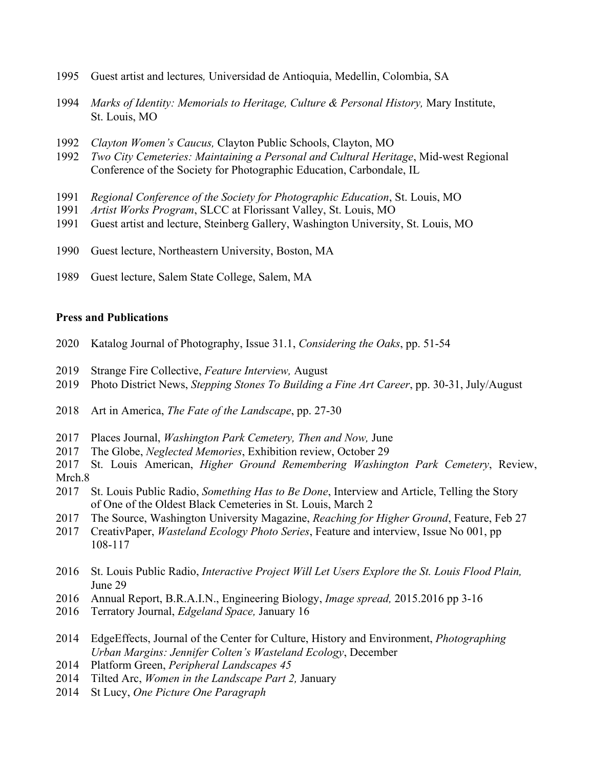1995 Guest artist and lectures*,* Universidad de Antioquia, Medellin, Colombia, SA

1994 *Marks of Identity: Memorials to Heritage, Culture & Personal History,* Mary Institute, St. Louis, MO

1992 *Clayton Women's Caucus,* Clayton Public Schools, Clayton, MO
1992 *Two City Cemeteries: Maintaining a Personal and Cultural Heritage*, Mid-west Regional Conference of the Society for Photographic Education, Carbondale, IL

1991 *Regional Conference of the Society for Photographic Education*, St. Louis, MO
1991 *Artist Works Program*, SLCC at Florissant Valley, St. Louis, MO
1991 Guest artist and lecture, Steinberg Gallery, Washington University, St. Louis, MO

1990 Guest lecture, Northeastern University, Boston, MA

1989 Guest lecture, Salem State College, Salem, MA

**Press and Publications**

2020 Katalog Journal of Photography, Issue 31.1, *Considering the Oaks*, pp. 51-54

2019 Strange Fire Collective, *Feature Interview,* August
2019 Photo District News, *Stepping Stones To Building a Fine Art Career*, pp. 30-31, July/August

2018 Art in America, *The Fate of the Landscape*, pp. 27-30

2017 Places Journal, *Washington Park Cemetery, Then and Now,* June
2017 The Globe, *Neglected Memories*, Exhibition review, October 29
2017 St. Louis American, *Higher Ground Remembering Washington Park Cemetery*, Review, Mrch.8
2017 St. Louis Public Radio, *Something Has to Be Done*, Interview and Article, Telling the Story of One of the Oldest Black Cemeteries in St. Louis, March 2
2017 The Source, Washington University Magazine, *Reaching for Higher Ground*, Feature, Feb 27
2017 CreativPaper, *Wasteland Ecology Photo Series*, Feature and interview, Issue No 001, pp 108-117

2016 St. Louis Public Radio, *Interactive Project Will Let Users Explore the St. Louis Flood Plain,* June 29
2016 Annual Report, B.R.A.I.N., Engineering Biology, *Image spread,* 2015.2016 pp 3-16
2016 Terratory Journal, *Edgeland Space,* January 16

2014 EdgeEffects, Journal of the Center for Culture, History and Environment, *Photographing Urban Margins: Jennifer Colten's Wasteland Ecology*, December
2014 Platform Green, *Peripheral Landscapes 45*
2014 Tilted Arc, *Women in the Landscape Part 2,* January
2014 St Lucy, *One Picture One Paragraph*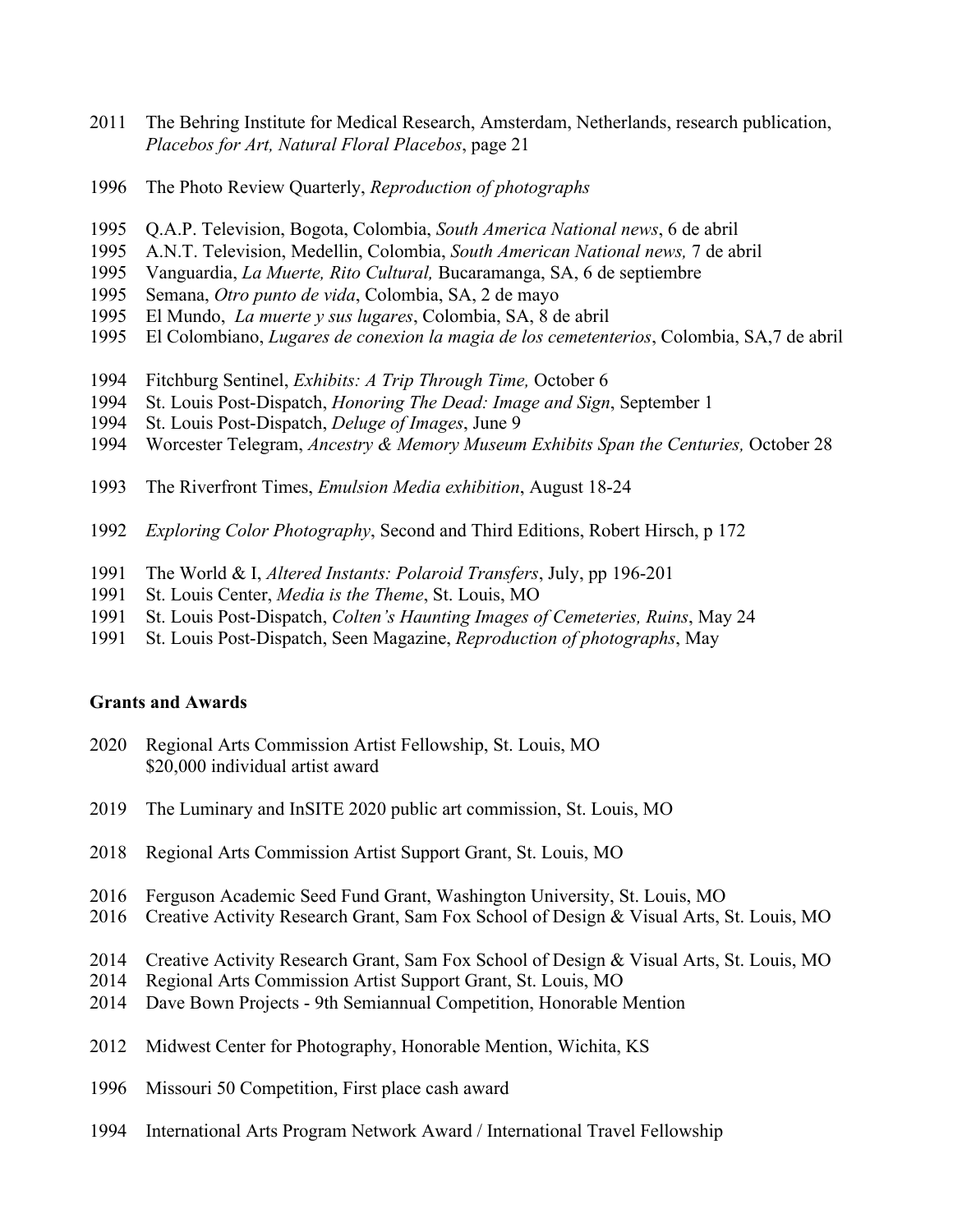2011 The Behring Institute for Medical Research, Amsterdam, Netherlands, research publication, *Placebos for Art, Natural Floral Placebos*, page 21

1996 The Photo Review Quarterly, *Reproduction of photographs*

1995 Q.A.P. Television, Bogota, Colombia, *South America National news*, 6 de abril
1995 A.N.T. Television, Medellin, Colombia, *South American National news,* 7 de abril
1995 Vanguardia, *La Muerte, Rito Cultural,* Bucaramanga, SA, 6 de septiembre
1995 Semana, *Otro punto de vida*, Colombia, SA, 2 de mayo
1995 El Mundo, *La muerte y sus lugares*, Colombia, SA, 8 de abril
1995 El Colombiano, *Lugares de conexion la magia de los cemetenterios*, Colombia, SA,7 de abril

1994 Fitchburg Sentinel, *Exhibits: A Trip Through Time,* October 6
1994 St. Louis Post-Dispatch, *Honoring The Dead: Image and Sign*, September 1
1994 St. Louis Post-Dispatch, *Deluge of Images*, June 9
1994 Worcester Telegram, *Ancestry & Memory Museum Exhibits Span the Centuries,* October 28

1993 The Riverfront Times, *Emulsion Media exhibition*, August 18-24

1992 *Exploring Color Photography*, Second and Third Editions, Robert Hirsch, p 172

1991 The World & I, *Altered Instants: Polaroid Transfers*, July, pp 196-201
1991 St. Louis Center, *Media is the Theme*, St. Louis, MO
1991 St. Louis Post-Dispatch, *Colten's Haunting Images of Cemeteries, Ruins*, May 24
1991 St. Louis Post-Dispatch, Seen Magazine, *Reproduction of photographs*, May

**Grants and Awards**

2020 Regional Arts Commission Artist Fellowship, St. Louis, MO
$20,000 individual artist award

2019 The Luminary and InSITE 2020 public art commission, St. Louis, MO

2018 Regional Arts Commission Artist Support Grant, St. Louis, MO

2016 Ferguson Academic Seed Fund Grant, Washington University, St. Louis, MO
2016 Creative Activity Research Grant, Sam Fox School of Design & Visual Arts, St. Louis, MO

2014 Creative Activity Research Grant, Sam Fox School of Design & Visual Arts, St. Louis, MO
2014 Regional Arts Commission Artist Support Grant, St. Louis, MO
2014 Dave Bown Projects - 9th Semiannual Competition, Honorable Mention

2012 Midwest Center for Photography, Honorable Mention, Wichita, KS

1996 Missouri 50 Competition, First place cash award

1994 International Arts Program Network Award / International Travel Fellowship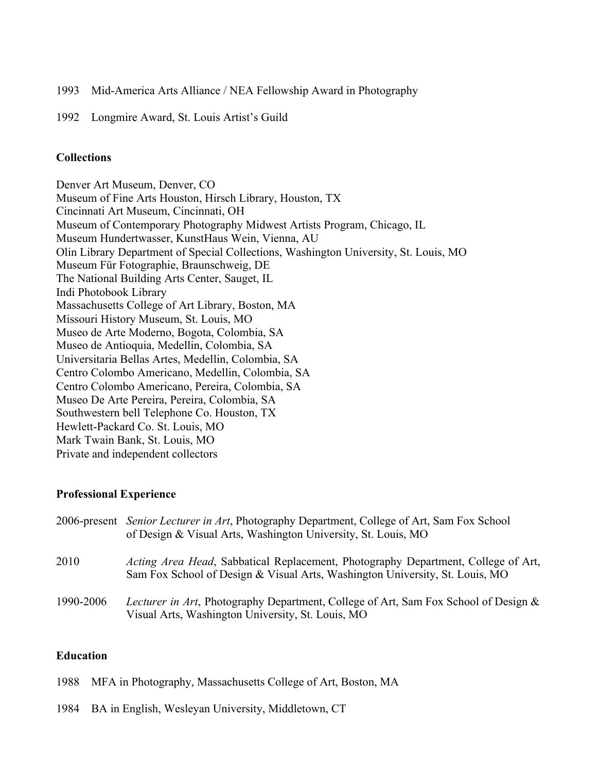1993 Mid-America Arts Alliance / NEA Fellowship Award in Photography

1992 Longmire Award, St. Louis Artist's Guild

**Collections**

Denver Art Museum, Denver, CO
Museum of Fine Arts Houston, Hirsch Library, Houston, TX
Cincinnati Art Museum, Cincinnati, OH
Museum of Contemporary Photography Midwest Artists Program, Chicago, IL
Museum Hundertwasser, KunstHaus Wein, Vienna, AU
Olin Library Department of Special Collections, Washington University, St. Louis, MO
Museum Für Fotographie, Braunschweig, DE
The National Building Arts Center, Sauget, IL
Indi Photobook Library
Massachusetts College of Art Library, Boston, MA
Missouri History Museum, St. Louis, MO
Museo de Arte Moderno, Bogota, Colombia, SA
Museo de Antioquia, Medellin, Colombia, SA
Universitaria Bellas Artes, Medellin, Colombia, SA
Centro Colombo Americano, Medellin, Colombia, SA
Centro Colombo Americano, Pereira, Colombia, SA
Museo De Arte Pereira, Pereira, Colombia, SA
Southwestern bell Telephone Co. Houston, TX
Hewlett-Packard Co. St. Louis, MO
Mark Twain Bank, St. Louis, MO
Private and independent collectors

**Professional Experience**

2006-present *Senior Lecturer in Art*, Photography Department, College of Art, Sam Fox School of Design & Visual Arts, Washington University, St. Louis, MO

2010 *Acting Area Head*, Sabbatical Replacement, Photography Department, College of Art, Sam Fox School of Design & Visual Arts, Washington University, St. Louis, MO

1990-2006 *Lecturer in Art*, Photography Department, College of Art, Sam Fox School of Design & Visual Arts, Washington University, St. Louis, MO

**Education**

1988 MFA in Photography, Massachusetts College of Art, Boston, MA

1984 BA in English, Wesleyan University, Middletown, CT